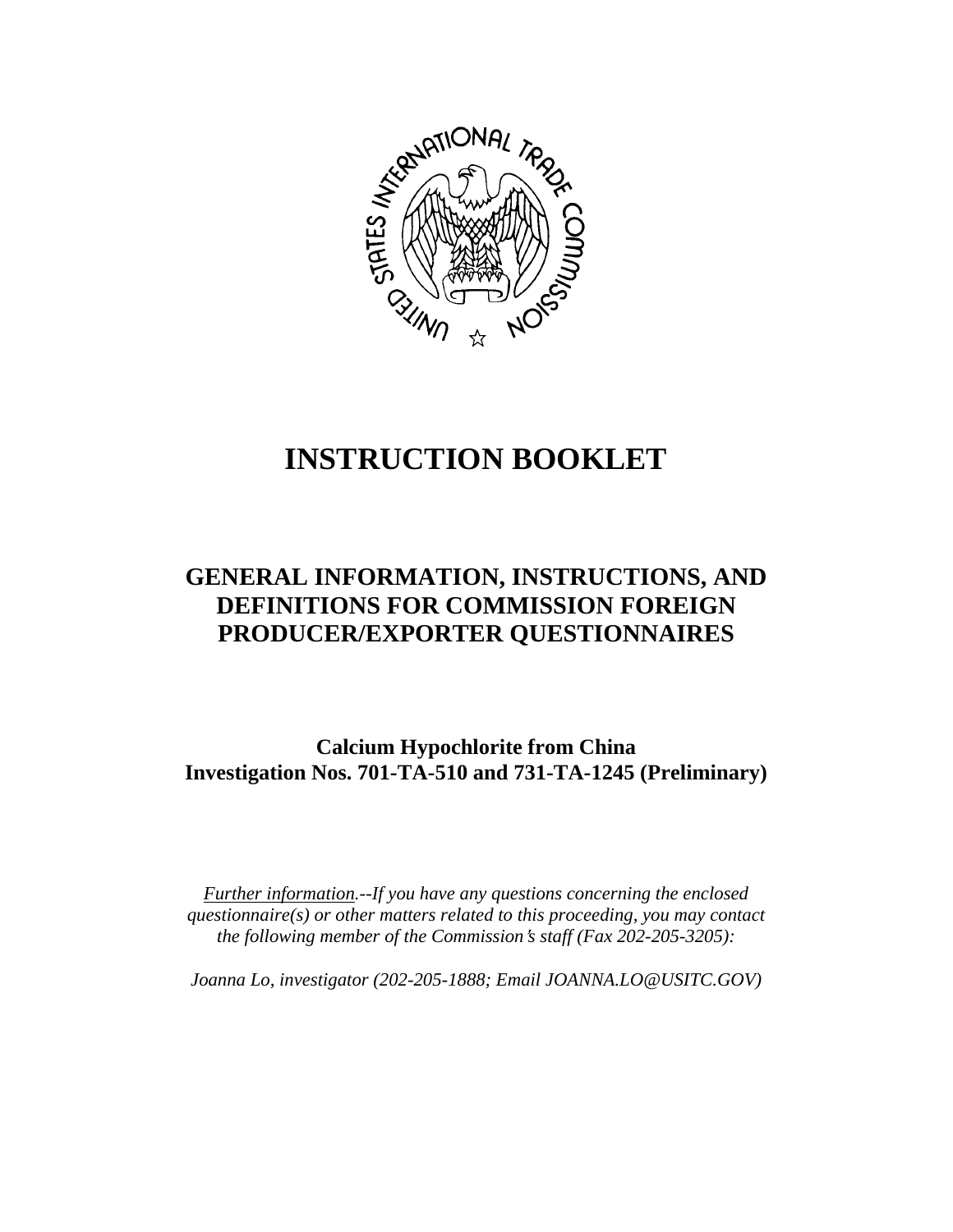# INSTRUCTION BOOKLET

## GENERAL INFORMATION, INSTRUCTIONS, AND DEFINITIONS FOR COMMISSION FOREIGN PRODUCER/EXPORTER QUESTIONNAIRES

**Calcium Hypochlorite from China**
**Investigation Nos. 701-TA-510 and 731-TA-1245 (Preliminary)**

*Further information.--If you have any questions concerning the enclosed questionnaire(s) or other matters related to this proceeding, you may contact the following member of the Commission's staff (Fax 202-205-3205):*

*Joanna Lo, investigator (202-205-1888; Email JOANNA.LO@USITC.GOV)*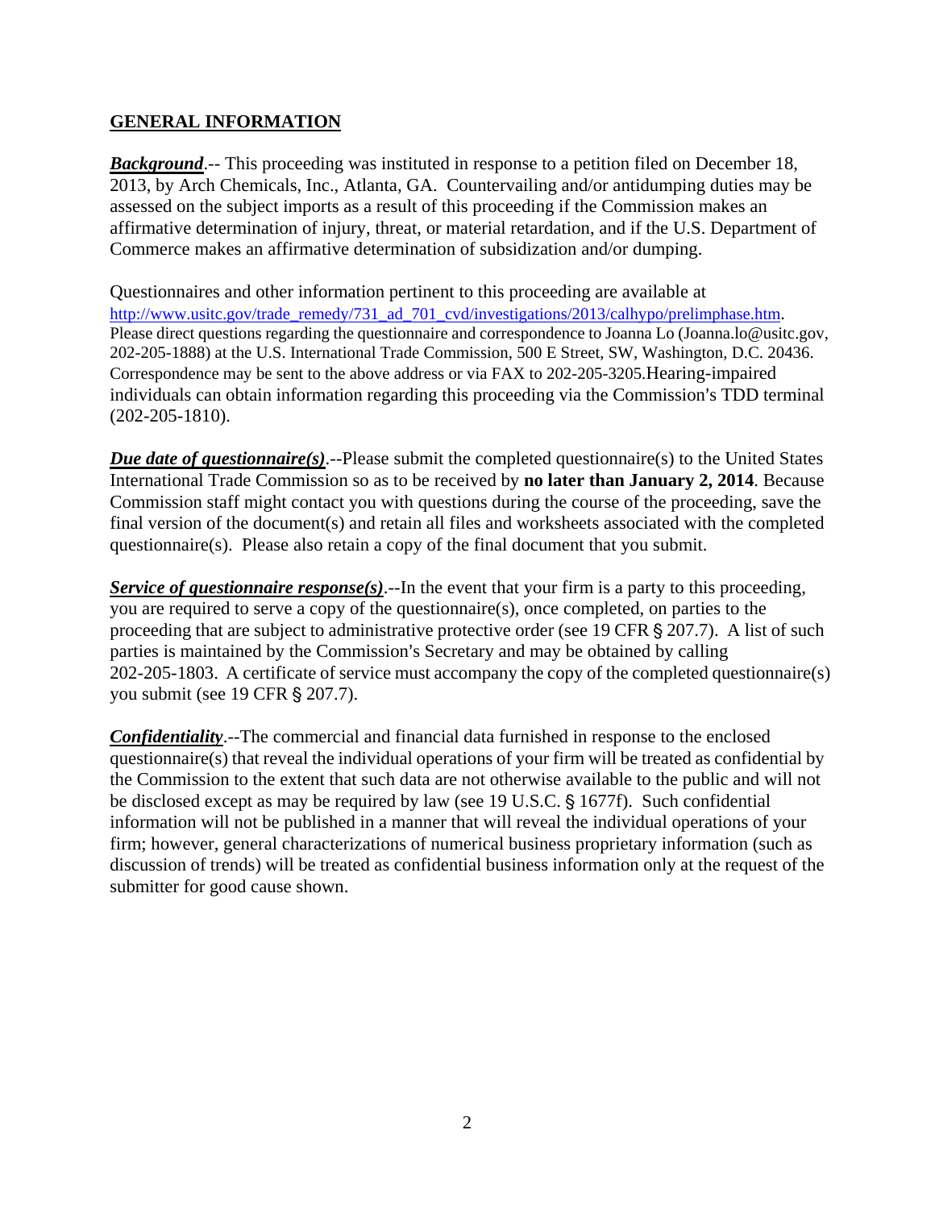## GENERAL INFORMATION

***Background***.-- This proceeding was instituted in response to a petition filed on December 18, 2013, by Arch Chemicals, Inc., Atlanta, GA. Countervailing and/or antidumping duties may be assessed on the subject imports as a result of this proceeding if the Commission makes an affirmative determination of injury, threat, or material retardation, and if the U.S. Department of Commerce makes an affirmative determination of subsidization and/or dumping.

Questionnaires and other information pertinent to this proceeding are available at http://www.usitc.gov/trade_remedy/731_ad_701_cvd/investigations/2013/calhypo/prelimphase.htm. Please direct questions regarding the questionnaire and correspondence to Joanna Lo (Joanna.lo@usitc.gov, 202-205-1888) at the U.S. International Trade Commission, 500 E Street, SW, Washington, D.C. 20436. Correspondence may be sent to the above address or via FAX to 202-205-3205.Hearing-impaired individuals can obtain information regarding this proceeding via the Commission's TDD terminal (202-205-1810).

***Due date of questionnaire(s)***.--Please submit the completed questionnaire(s) to the United States International Trade Commission so as to be received by **no later than January 2, 2014**. Because Commission staff might contact you with questions during the course of the proceeding, save the final version of the document(s) and retain all files and worksheets associated with the completed questionnaire(s). Please also retain a copy of the final document that you submit.

***Service of questionnaire response(s)***.--In the event that your firm is a party to this proceeding, you are required to serve a copy of the questionnaire(s), once completed, on parties to the proceeding that are subject to administrative protective order (see 19 CFR § 207.7). A list of such parties is maintained by the Commission's Secretary and may be obtained by calling 202-205-1803. A certificate of service must accompany the copy of the completed questionnaire(s) you submit (see 19 CFR § 207.7).

***Confidentiality***.--The commercial and financial data furnished in response to the enclosed questionnaire(s) that reveal the individual operations of your firm will be treated as confidential by the Commission to the extent that such data are not otherwise available to the public and will not be disclosed except as may be required by law (see 19 U.S.C. § 1677f). Such confidential information will not be published in a manner that will reveal the individual operations of your firm; however, general characterizations of numerical business proprietary information (such as discussion of trends) will be treated as confidential business information only at the request of the submitter for good cause shown.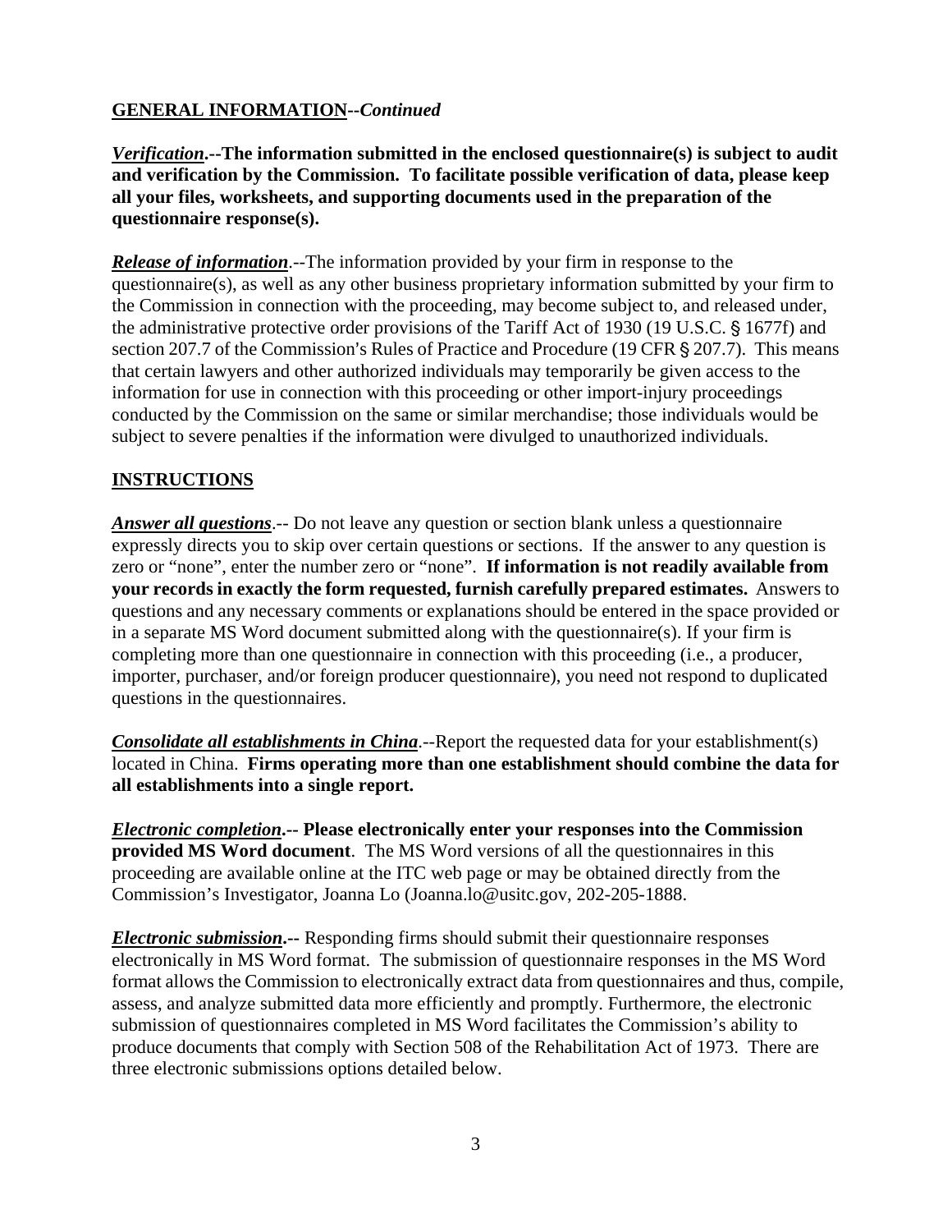## GENERAL INFORMATION--*Continued*

***Verification*.--The information submitted in the enclosed questionnaire(s) is subject to audit and verification by the Commission. To facilitate possible verification of data, please keep all your files, worksheets, and supporting documents used in the preparation of the questionnaire response(s).**

***Release of information***.--The information provided by your firm in response to the questionnaire(s), as well as any other business proprietary information submitted by your firm to the Commission in connection with the proceeding, may become subject to, and released under, the administrative protective order provisions of the Tariff Act of 1930 (19 U.S.C. § 1677f) and section 207.7 of the Commission's Rules of Practice and Procedure (19 CFR § 207.7). This means that certain lawyers and other authorized individuals may temporarily be given access to the information for use in connection with this proceeding or other import-injury proceedings conducted by the Commission on the same or similar merchandise; those individuals would be subject to severe penalties if the information were divulged to unauthorized individuals.

## INSTRUCTIONS

***Answer all questions***.-- Do not leave any question or section blank unless a questionnaire expressly directs you to skip over certain questions or sections. If the answer to any question is zero or "none", enter the number zero or "none". **If information is not readily available from your records in exactly the form requested, furnish carefully prepared estimates.** Answers to questions and any necessary comments or explanations should be entered in the space provided or in a separate MS Word document submitted along with the questionnaire(s). If your firm is completing more than one questionnaire in connection with this proceeding (i.e., a producer, importer, purchaser, and/or foreign producer questionnaire), you need not respond to duplicated questions in the questionnaires.

***Consolidate all establishments in China***.--Report the requested data for your establishment(s) located in China. **Firms operating more than one establishment should combine the data for all establishments into a single report.**

***Electronic completion*.-- Please electronically enter your responses into the Commission provided MS Word document**. The MS Word versions of all the questionnaires in this proceeding are available online at the ITC web page or may be obtained directly from the Commission's Investigator, Joanna Lo (Joanna.lo@usitc.gov, 202-205-1888.

***Electronic submission*.--** Responding firms should submit their questionnaire responses electronically in MS Word format. The submission of questionnaire responses in the MS Word format allows the Commission to electronically extract data from questionnaires and thus, compile, assess, and analyze submitted data more efficiently and promptly. Furthermore, the electronic submission of questionnaires completed in MS Word facilitates the Commission's ability to produce documents that comply with Section 508 of the Rehabilitation Act of 1973. There are three electronic submissions options detailed below.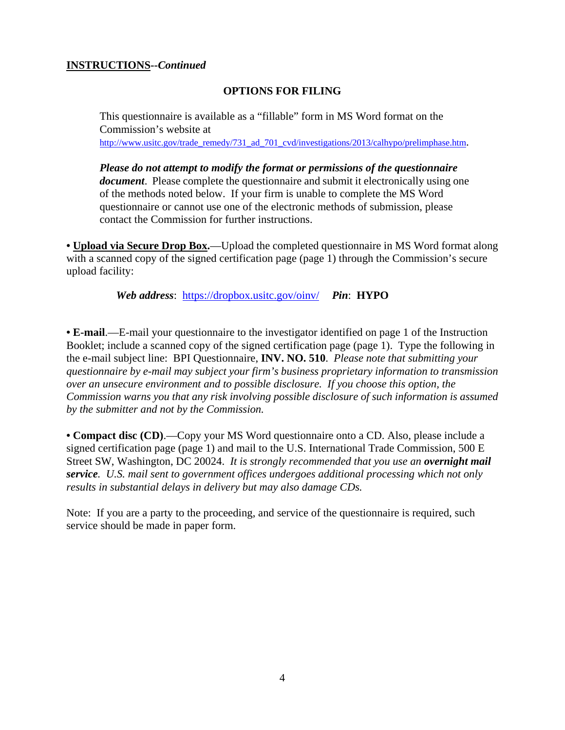**INSTRUCTIONS**--*Continued*

## OPTIONS FOR FILING

This questionnaire is available as a "fillable" form in MS Word format on the Commission's website at http://www.usitc.gov/trade_remedy/731_ad_701_cvd/investigations/2013/calhypo/prelimphase.htm.

***Please do not attempt to modify the format or permissions of the questionnaire document***. Please complete the questionnaire and submit it electronically using one of the methods noted below. If your firm is unable to complete the MS Word questionnaire or cannot use one of the electronic methods of submission, please contact the Commission for further instructions.

• **Upload via Secure Drop Box.**—Upload the completed questionnaire in MS Word format along with a scanned copy of the signed certification page (page 1) through the Commission's secure upload facility:

*Web address*: https://dropbox.usitc.gov/oinv/ ***Pin***: **HYPO**

• **E-mail**.—E-mail your questionnaire to the investigator identified on page 1 of the Instruction Booklet; include a scanned copy of the signed certification page (page 1). Type the following in the e-mail subject line: BPI Questionnaire, **INV. NO. 510**. *Please note that submitting your questionnaire by e-mail may subject your firm's business proprietary information to transmission over an unsecure environment and to possible disclosure. If you choose this option, the Commission warns you that any risk involving possible disclosure of such information is assumed by the submitter and not by the Commission.*

• **Compact disc (CD)**.—Copy your MS Word questionnaire onto a CD. Also, please include a signed certification page (page 1) and mail to the U.S. International Trade Commission, 500 E Street SW, Washington, DC 20024. *It is strongly recommended that you use an **overnight mail service**. U.S. mail sent to government offices undergoes additional processing which not only results in substantial delays in delivery but may also damage CDs.*

Note: If you are a party to the proceeding, and service of the questionnaire is required, such service should be made in paper form.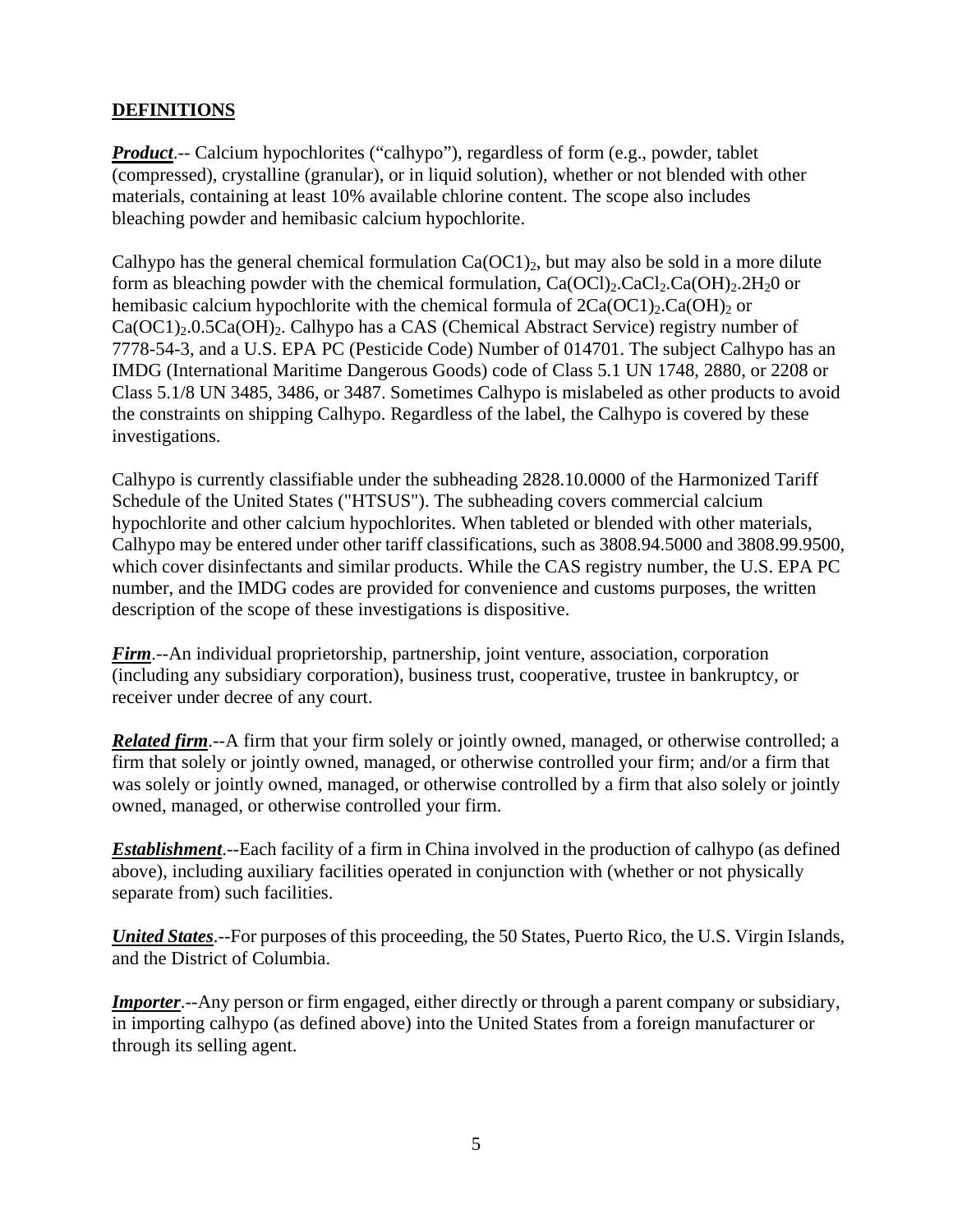## DEFINITIONS

***Product***.-- Calcium hypochlorites ("calhypo"), regardless of form (e.g., powder, tablet (compressed), crystalline (granular), or in liquid solution), whether or not blended with other materials, containing at least 10% available chlorine content. The scope also includes bleaching powder and hemibasic calcium hypochlorite.

Calhypo has the general chemical formulation $Ca(OC1)_2$, but may also be sold in a more dilute form as bleaching powder with the chemical formulation, $Ca(OCl)_2.CaCl_2.Ca(OH)_2.2H_20$ or hemibasic calcium hypochlorite with the chemical formula of $2Ca(OC1)_2.Ca(OH)_2$ or $Ca(OC1)_2.0.5Ca(OH)_2$. Calhypo has a CAS (Chemical Abstract Service) registry number of 7778-54-3, and a U.S. EPA PC (Pesticide Code) Number of 014701. The subject Calhypo has an IMDG (International Maritime Dangerous Goods) code of Class 5.1 UN 1748, 2880, or 2208 or Class 5.1/8 UN 3485, 3486, or 3487. Sometimes Calhypo is mislabeled as other products to avoid the constraints on shipping Calhypo. Regardless of the label, the Calhypo is covered by these investigations.

Calhypo is currently classifiable under the subheading 2828.10.0000 of the Harmonized Tariff Schedule of the United States ("HTSUS"). The subheading covers commercial calcium hypochlorite and other calcium hypochlorites. When tableted or blended with other materials, Calhypo may be entered under other tariff classifications, such as 3808.94.5000 and 3808.99.9500, which cover disinfectants and similar products. While the CAS registry number, the U.S. EPA PC number, and the IMDG codes are provided for convenience and customs purposes, the written description of the scope of these investigations is dispositive.

***Firm***.--An individual proprietorship, partnership, joint venture, association, corporation (including any subsidiary corporation), business trust, cooperative, trustee in bankruptcy, or receiver under decree of any court.

***Related firm***.--A firm that your firm solely or jointly owned, managed, or otherwise controlled; a firm that solely or jointly owned, managed, or otherwise controlled your firm; and/or a firm that was solely or jointly owned, managed, or otherwise controlled by a firm that also solely or jointly owned, managed, or otherwise controlled your firm.

***Establishment***.--Each facility of a firm in China involved in the production of calhypo (as defined above), including auxiliary facilities operated in conjunction with (whether or not physically separate from) such facilities.

***United States***.--For purposes of this proceeding, the 50 States, Puerto Rico, the U.S. Virgin Islands, and the District of Columbia.

***Importer***.--Any person or firm engaged, either directly or through a parent company or subsidiary, in importing calhypo (as defined above) into the United States from a foreign manufacturer or through its selling agent.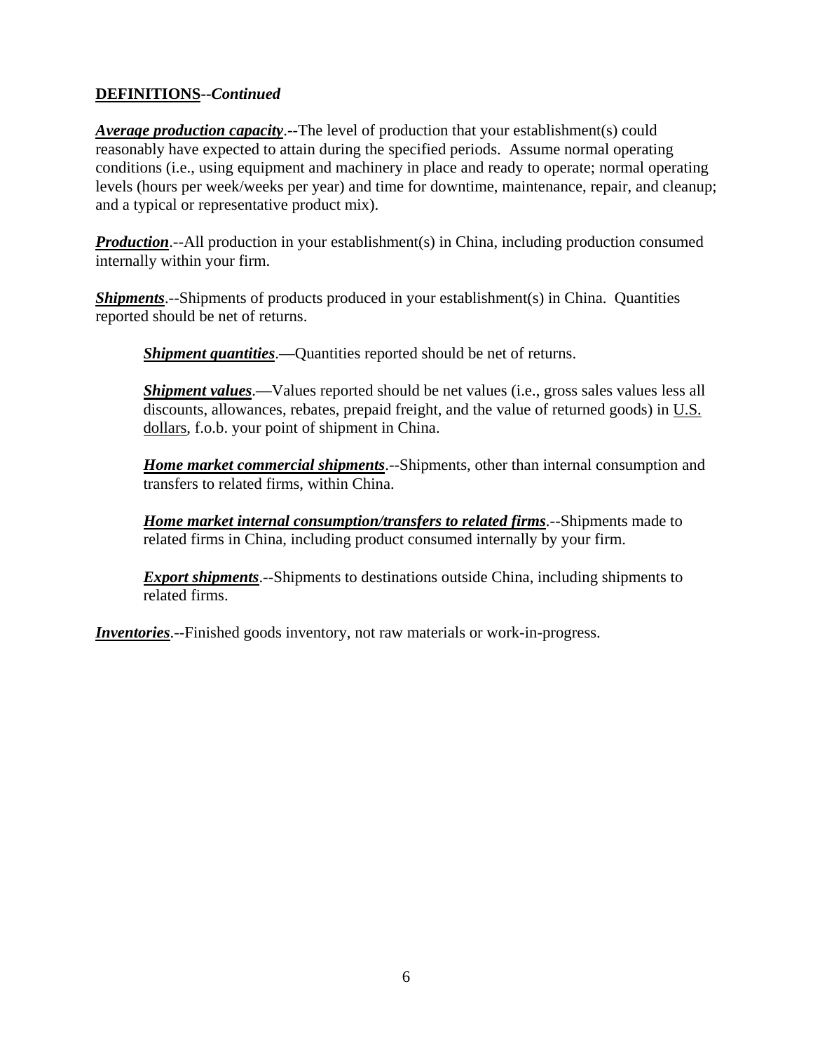**DEFINITIONS--*Continued***

***Average production capacity***.--The level of production that your establishment(s) could reasonably have expected to attain during the specified periods. Assume normal operating conditions (i.e., using equipment and machinery in place and ready to operate; normal operating levels (hours per week/weeks per year) and time for downtime, maintenance, repair, and cleanup; and a typical or representative product mix).

***Production***.--All production in your establishment(s) in China, including production consumed internally within your firm.

***Shipments***.--Shipments of products produced in your establishment(s) in China. Quantities reported should be net of returns.

> ***Shipment quantities***.—Quantities reported should be net of returns.
>
> ***Shipment values***.—Values reported should be net values (i.e., gross sales values less all discounts, allowances, rebates, prepaid freight, and the value of returned goods) in U.S. dollars, f.o.b. your point of shipment in China.
>
> ***Home market commercial shipments***.--Shipments, other than internal consumption and transfers to related firms, within China.
>
> ***Home market internal consumption/transfers to related firms***.--Shipments made to related firms in China, including product consumed internally by your firm.
>
> ***Export shipments***.--Shipments to destinations outside China, including shipments to related firms.

***Inventories***.--Finished goods inventory, not raw materials or work-in-progress.